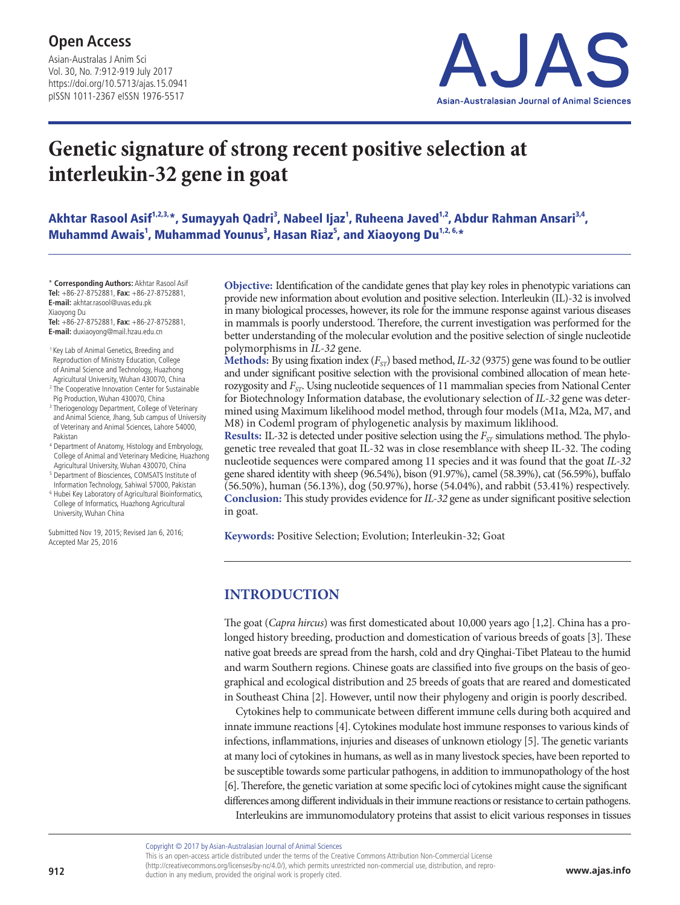# Genetic signature of strong recent positive selection at interleukin-32 gene in goat

**Akhtar Rasool Asif[1,2,3,*], Sumayyah Qadri[3], Nabeel Ijaz[1], Ruheena Javed[1,2], Abdur Rahman Ansari[3,4], Muhammd Awais[1], Muhammad Younus[3], Hasan Riaz[5], and Xiaoyong Du[1,2,6,*]**

\* **Corresponding Authors:** Akhtar Rasool Asif
**Tel:** +86-27-8752881, **Fax:** +86-27-8752881,
**E-mail:** akhtar.rasool@uvas.edu.pk
Xiaoyong Du
**Tel:** +86-27-8752881, **Fax:** +86-27-8752881,
**E-mail:** duxiaoyong@mail.hzau.edu.cn

[1] Key Lab of Animal Genetics, Breeding and Reproduction of Ministry Education, College of Animal Science and Technology, Huazhong Agricultural University, Wuhan 430070, China
[2] The Cooperative Innovation Center for Sustainable Pig Production, Wuhan 430070, China
[3] Theriogenology Department, College of Veterinary and Animal Science, Jhang, Sub campus of University of Veterinary and Animal Sciences, Lahore 54000, Pakistan
[4] Department of Anatomy, Histology and Embryology, College of Animal and Veterinary Medicine, Huazhong Agricultural University, Wuhan 430070, China
[5] Department of Biosciences, COMSATS Institute of Information Technology, Sahiwal 57000, Pakistan
[6] Hubei Key Laboratory of Agricultural Bioinformatics, College of Informatics, Huazhong Agricultural University, Wuhan China

Submitted Nov 19, 2015; Revised Jan 6, 2016; Accepted Mar 25, 2016

**Objective:** Identification of the candidate genes that play key roles in phenotypic variations can provide new information about evolution and positive selection. Interleukin (IL)-32 is involved in many biological processes, however, its role for the immune response against various diseases in mammals is poorly understood. Therefore, the current investigation was performed for the better understanding of the molecular evolution and the positive selection of single nucleotide polymorphisms in *IL-32* gene.
**Methods:** By using fixation index ($F_{ST}$) based method, *IL-32* (9375) gene was found to be outlier and under significant positive selection with the provisional combined allocation of mean heterozygosity and $F_{ST}$. Using nucleotide sequences of 11 mammalian species from National Center for Biotechnology Information database, the evolutionary selection of *IL-32* gene was determined using Maximum likelihood model method, through four models (M1a, M2a, M7, and M8) in Codeml program of phylogenetic analysis by maximum liklihood.
**Results:** IL-32 is detected under positive selection using the $F_{ST}$ simulations method. The phylogenetic tree revealed that goat IL-32 was in close resemblance with sheep IL-32. The coding nucleotide sequences were compared among 11 species and it was found that the goat *IL-32* gene shared identity with sheep (96.54%), bison (91.97%), camel (58.39%), cat (56.59%), buffalo (56.50%), human (56.13%), dog (50.97%), horse (54.04%), and rabbit (53.41%) respectively.
**Conclusion:** This study provides evidence for *IL-32* gene as under significant positive selection in goat.

**Keywords:** Positive Selection; Evolution; Interleukin-32; Goat

## INTRODUCTION

The goat (*Capra hircus*) was first domesticated about 10,000 years ago [1,2]. China has a prolonged history breeding, production and domestication of various breeds of goats [3]. These native goat breeds are spread from the harsh, cold and dry Qinghai-Tibet Plateau to the humid and warm Southern regions. Chinese goats are classified into five groups on the basis of geographical and ecological distribution and 25 breeds of goats that are reared and domesticated in Southeast China [2]. However, until now their phylogeny and origin is poorly described.

Cytokines help to communicate between different immune cells during both acquired and innate immune reactions [4]. Cytokines modulate host immune responses to various kinds of infections, inflammations, injuries and diseases of unknown etiology [5]. The genetic variants at many loci of cytokines in humans, as well as in many livestock species, have been reported to be susceptible towards some particular pathogens, in addition to immunopathology of the host [6]. Therefore, the genetic variation at some specific loci of cytokines might cause the significant differences among different individuals in their immune reactions or resistance to certain pathogens.

Interleukins are immunomodulatory proteins that assist to elicit various responses in tissues

Copyright © 2017 by Asian-Australasian Journal of Animal Sciences
This is an open-access article distributed under the terms of the Creative Commons Attribution Non-Commercial License (http://creativecommons.org/licenses/by-nc/4.0/), which permits unrestricted non-commercial use, distribution, and reproduction in any medium, provided the original work is properly cited.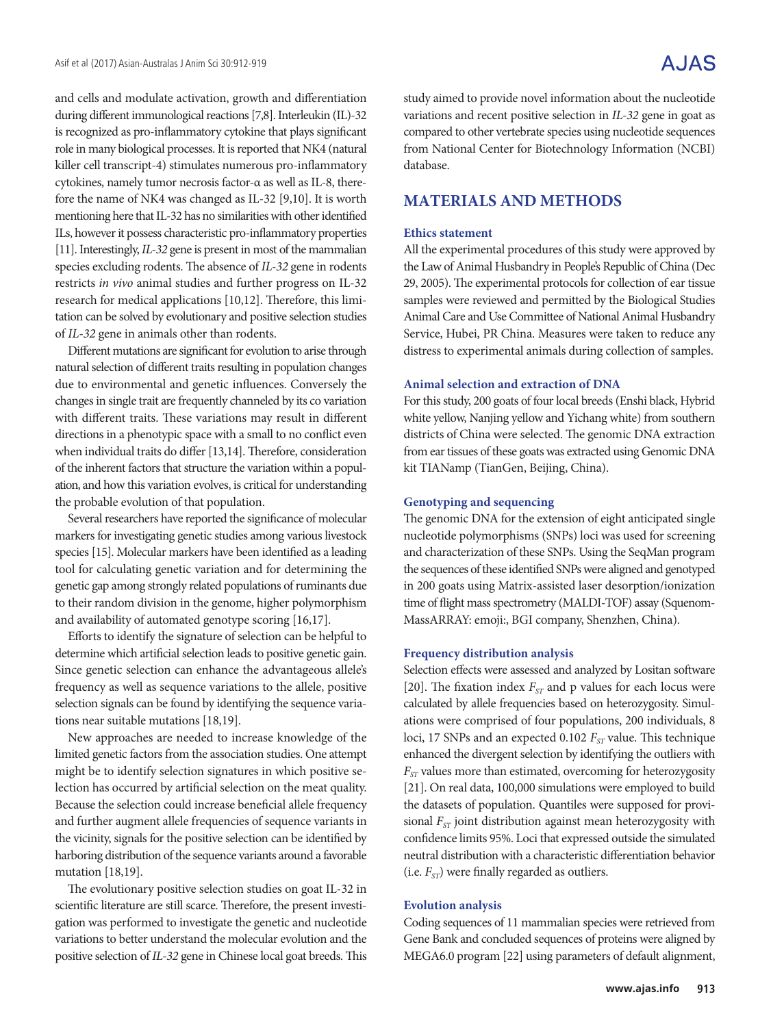and cells and modulate activation, growth and differentiation during different immunological reactions [7,8]. Interleukin (IL)-32 is recognized as pro-inflammatory cytokine that plays significant role in many biological processes. It is reported that NK4 (natural killer cell transcript-4) stimulates numerous pro-inflammatory cytokines, namely tumor necrosis factor-α as well as IL-8, therefore the name of NK4 was changed as IL-32 [9,10]. It is worth mentioning here that IL-32 has no similarities with other identified ILs, however it possess characteristic pro-inflammatory properties [11]. Interestingly, *IL-32* gene is present in most of the mammalian species excluding rodents. The absence of *IL-32* gene in rodents restricts *in vivo* animal studies and further progress on IL-32 research for medical applications [10,12]. Therefore, this limitation can be solved by evolutionary and positive selection studies of *IL-32* gene in animals other than rodents.

Different mutations are significant for evolution to arise through natural selection of different traits resulting in population changes due to environmental and genetic influences. Conversely the changes in single trait are frequently channeled by its co variation with different traits. These variations may result in different directions in a phenotypic space with a small to no conflict even when individual traits do differ [13,14]. Therefore, consideration of the inherent factors that structure the variation within a population, and how this variation evolves, is critical for understanding the probable evolution of that population.

Several researchers have reported the significance of molecular markers for investigating genetic studies among various livestock species [15]. Molecular markers have been identified as a leading tool for calculating genetic variation and for determining the genetic gap among strongly related populations of ruminants due to their random division in the genome, higher polymorphism and availability of automated genotype scoring [16,17].

Efforts to identify the signature of selection can be helpful to determine which artificial selection leads to positive genetic gain. Since genetic selection can enhance the advantageous allele's frequency as well as sequence variations to the allele, positive selection signals can be found by identifying the sequence variations near suitable mutations [18,19].

New approaches are needed to increase knowledge of the limited genetic factors from the association studies. One attempt might be to identify selection signatures in which positive selection has occurred by artificial selection on the meat quality. Because the selection could increase beneficial allele frequency and further augment allele frequencies of sequence variants in the vicinity, signals for the positive selection can be identified by harboring distribution of the sequence variants around a favorable mutation [18,19].

The evolutionary positive selection studies on goat IL-32 in scientific literature are still scarce. Therefore, the present investigation was performed to investigate the genetic and nucleotide variations to better understand the molecular evolution and the positive selection of *IL-32* gene in Chinese local goat breeds. This study aimed to provide novel information about the nucleotide variations and recent positive selection in *IL-32* gene in goat as compared to other vertebrate species using nucleotide sequences from National Center for Biotechnology Information (NCBI) database.

## MATERIALS AND METHODS

### Ethics statement

All the experimental procedures of this study were approved by the Law of Animal Husbandry in People's Republic of China (Dec 29, 2005). The experimental protocols for collection of ear tissue samples were reviewed and permitted by the Biological Studies Animal Care and Use Committee of National Animal Husbandry Service, Hubei, PR China. Measures were taken to reduce any distress to experimental animals during collection of samples.

### Animal selection and extraction of DNA

For this study, 200 goats of four local breeds (Enshi black, Hybrid white yellow, Nanjing yellow and Yichang white) from southern districts of China were selected. The genomic DNA extraction from ear tissues of these goats was extracted using Genomic DNA kit TIANamp (TianGen, Beijing, China).

### Genotyping and sequencing

The genomic DNA for the extension of eight anticipated single nucleotide polymorphisms (SNPs) loci was used for screening and characterization of these SNPs. Using the SeqMan program the sequences of these identified SNPs were aligned and genotyped in 200 goats using Matrix-assisted laser desorption/ionization time of flight mass spectrometry (MALDI-TOF) assay (Squenom-MassARRAY: emoji:, BGI company, Shenzhen, China).

### Frequency distribution analysis

Selection effects were assessed and analyzed by Lositan software [20]. The fixation index $F_{ST}$ and p values for each locus were calculated by allele frequencies based on heterozygosity. Simulations were comprised of four populations, 200 individuals, 8 loci, 17 SNPs and an expected 0.102 $F_{ST}$ value. This technique enhanced the divergent selection by identifying the outliers with $F_{ST}$ values more than estimated, overcoming for heterozygosity [21]. On real data, 100,000 simulations were employed to build the datasets of population. Quantiles were supposed for provisional $F_{ST}$ joint distribution against mean heterozygosity with confidence limits 95%. Loci that expressed outside the simulated neutral distribution with a characteristic differentiation behavior (i.e. $F_{ST}$) were finally regarded as outliers.

### Evolution analysis

Coding sequences of 11 mammalian species were retrieved from Gene Bank and concluded sequences of proteins were aligned by MEGA6.0 program [22] using parameters of default alignment,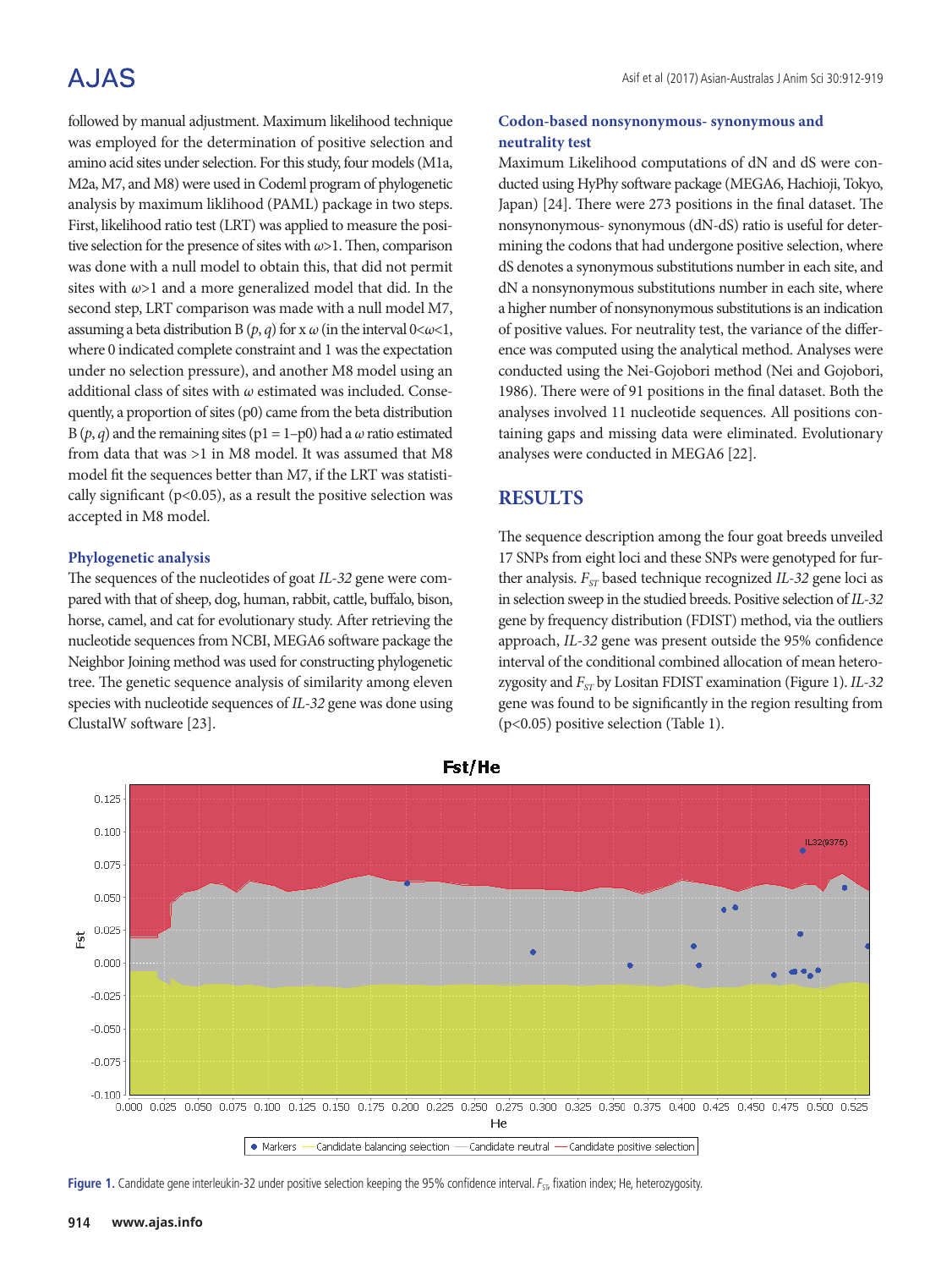followed by manual adjustment. Maximum likelihood technique was employed for the determination of positive selection and amino acid sites under selection. For this study, four models (M1a, M2a, M7, and M8) were used in Codeml program of phylogenetic analysis by maximum liklihood (PAML) package in two steps. First, likelihood ratio test (LRT) was applied to measure the positive selection for the presence of sites with $\omega$>1. Then, comparison was done with a null model to obtain this, that did not permit sites with $\omega$>1 and a more generalized model that did. In the second step, LRT comparison was made with a null model M7, assuming a beta distribution B ($p$, $q$) for x $\omega$ (in the interval $0<\omega<1$, where 0 indicated complete constraint and 1 was the expectation under no selection pressure), and another M8 model using an additional class of sites with $\omega$ estimated was included. Consequently, a proportion of sites (p0) came from the beta distribution B ($p$, $q$) and the remaining sites (p1 = 1–p0) had a $\omega$ ratio estimated from data that was >1 in M8 model. It was assumed that M8 model fit the sequences better than M7, if the LRT was statistically significant ($p<0.05$), as a result the positive selection was accepted in M8 model.

### Phylogenetic analysis

The sequences of the nucleotides of goat *IL-32* gene were compared with that of sheep, dog, human, rabbit, cattle, buffalo, bison, horse, camel, and cat for evolutionary study. After retrieving the nucleotide sequences from NCBI, MEGA6 software package the Neighbor Joining method was used for constructing phylogenetic tree. The genetic sequence analysis of similarity among eleven species with nucleotide sequences of *IL-32* gene was done using ClustalW software [23].

### Codon-based nonsynonymous- synonymous and neutrality test

Maximum Likelihood computations of dN and dS were conducted using HyPhy software package (MEGA6, Hachioji, Tokyo, Japan) [24]. There were 273 positions in the final dataset. The nonsynonymous- synonymous (dN-dS) ratio is useful for determining the codons that had undergone positive selection, where dS denotes a synonymous substitutions number in each site, and dN a nonsynonymous substitutions number in each site, where a higher number of nonsynonymous substitutions is an indication of positive values. For neutrality test, the variance of the difference was computed using the analytical method. Analyses were conducted using the Nei-Gojobori method (Nei and Gojobori, 1986). There were of 91 positions in the final dataset. Both the analyses involved 11 nucleotide sequences. All positions containing gaps and missing data were eliminated. Evolutionary analyses were conducted in MEGA6 [22].

## RESULTS

The sequence description among the four goat breeds unveiled 17 SNPs from eight loci and these SNPs were genotyped for further analysis. $F_{ST}$ based technique recognized *IL-32* gene loci as in selection sweep in the studied breeds. Positive selection of *IL-32* gene by frequency distribution (FDIST) method, via the outliers approach, *IL-32* gene was present outside the 95% confidence interval of the conditional combined allocation of mean heterozygosity and $F_{ST}$ by Lositan FDIST examination (Figure 1). *IL-32* gene was found to be significantly in the region resulting from ($p<0.05$) positive selection (Table 1).

**Figure 1.** Candidate gene interleukin-32 under positive selection keeping the 95% confidence interval. $F_{ST}$, fixation index; He, heterozygosity.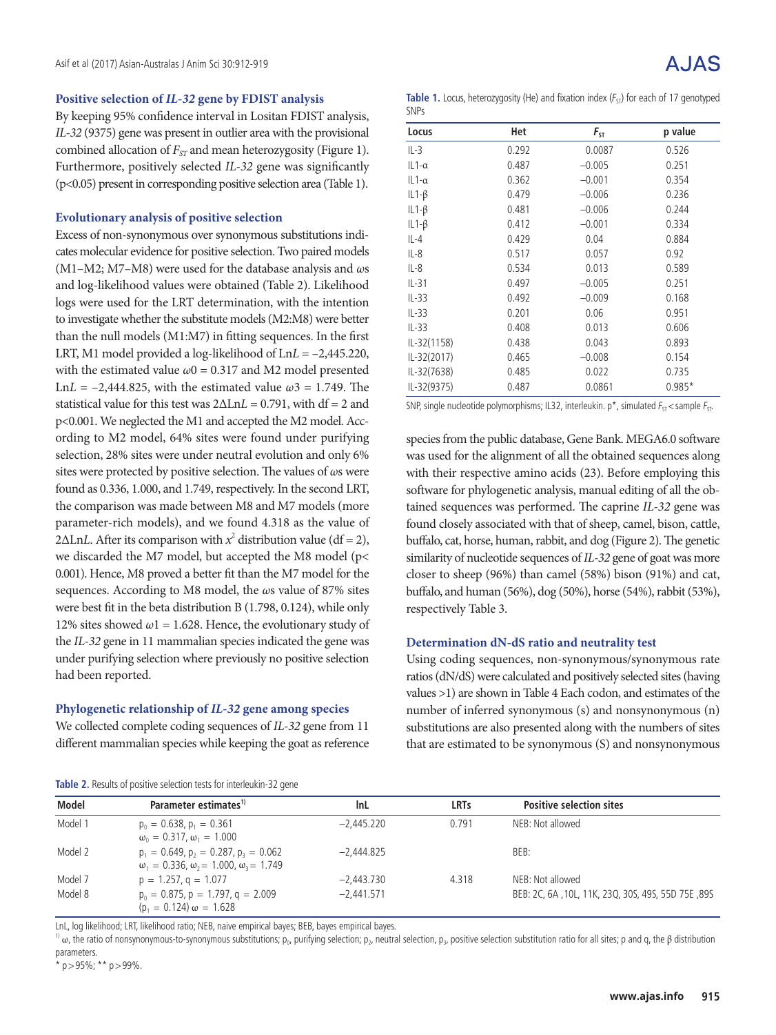### Positive selection of *IL-32* gene by FDIST analysis

By keeping 95% confidence interval in Lositan FDIST analysis, *IL-32* (9375) gene was present in outlier area with the provisional combined allocation of $F_{ST}$ and mean heterozygosity (Figure 1). Furthermore, positively selected *IL-32* gene was significantly ($p<0.05$) present in corresponding positive selection area (Table 1).

### Evolutionary analysis of positive selection

Excess of non-synonymous over synonymous substitutions indicates molecular evidence for positive selection. Two paired models (M1–M2; M7–M8) were used for the database analysis and $\omega$s and log-likelihood values were obtained (Table 2). Likelihood logs were used for the LRT determination, with the intention to investigate whether the substitute models (M2:M8) were better than the null models (M1:M7) in fitting sequences. In the first LRT, M1 model provided a log-likelihood of Ln$L$ = –2,445.220, with the estimated value $\omega0 = 0.317$ and M2 model presented Ln$L$ = –2,444.825, with the estimated value $\omega3 = 1.749$. The statistical value for this test was $2\Delta \text{Ln}L = 0.791$, with df = 2 and $p<0.001$. We neglected the M1 and accepted the M2 model. According to M2 model, 64% sites were found under purifying selection, 28% sites were under neutral evolution and only 6% sites were protected by positive selection. The values of $\omega$s were found as 0.336, 1.000, and 1.749, respectively. In the second LRT, the comparison was made between M8 and M7 models (more parameter-rich models), and we found 4.318 as the value of $2\Delta \text{Ln}L$. After its comparison with $x^2$ distribution value (df = 2), we discarded the M7 model, but accepted the M8 model ($p< 0.001$). Hence, M8 proved a better fit than the M7 model for the sequences. According to M8 model, the $\omega$s value of 87% sites were best fit in the beta distribution B (1.798, 0.124), while only 12% sites showed $\omega1 = 1.628$. Hence, the evolutionary study of the *IL-32* gene in 11 mammalian species indicated the gene was under purifying selection where previously no positive selection had been reported.

### Phylogenetic relationship of *IL-32* gene among species

We collected complete coding sequences of *IL-32* gene from 11 different mammalian species while keeping the goat as reference species from the public database, Gene Bank. MEGA6.0 software was used for the alignment of all the obtained sequences along with their respective amino acids (23). Before employing this software for phylogenetic analysis, manual editing of all the obtained sequences was performed. The caprine *IL-32* gene was found closely associated with that of sheep, camel, bison, cattle, buffalo, cat, horse, human, rabbit, and dog (Figure 2). The genetic similarity of nucleotide sequences of *IL-32* gene of goat was more closer to sheep (96%) than camel (58%) bison (91%) and cat, buffalo, and human (56%), dog (50%), horse (54%), rabbit (53%), respectively Table 3.

### Determination dN-dS ratio and neutrality test

Using coding sequences, non-synonymous/synonymous rate ratios (dN/dS) were calculated and positively selected sites (having values >1) are shown in Table 4 Each codon, and estimates of the number of inferred synonymous (s) and nonsynonymous (n) substitutions are also presented along with the numbers of sites that are estimated to be synonymous (S) and nonsynonymous

**Table 1.** Locus, heterozygosity (He) and fixation index ($F_{ST}$) for each of 17 genotyped SNPs

| Locus | Het | $F_{ST}$ | p value |
|---|---|---|---|
| IL-3 | 0.292 | 0.0087 | 0.526 |
| IL1-α | 0.487 | –0.005 | 0.251 |
| IL1-α | 0.362 | –0.001 | 0.354 |
| IL1-β | 0.479 | –0.006 | 0.236 |
| IL1-β | 0.481 | –0.006 | 0.244 |
| IL1-β | 0.412 | –0.001 | 0.334 |
| IL-4 | 0.429 | 0.04 | 0.884 |
| IL-8 | 0.517 | 0.057 | 0.92 |
| IL-8 | 0.534 | 0.013 | 0.589 |
| IL-31 | 0.497 | –0.005 | 0.251 |
| IL-33 | 0.492 | –0.009 | 0.168 |
| IL-33 | 0.201 | 0.06 | 0.951 |
| IL-33 | 0.408 | 0.013 | 0.606 |
| IL-32(1158) | 0.438 | 0.043 | 0.893 |
| IL-32(2017) | 0.465 | –0.008 | 0.154 |
| IL-32(7638) | 0.485 | 0.022 | 0.735 |
| IL-32(9375) | 0.487 | 0.0861 | 0.985* |

SNP, single nucleotide polymorphisms; IL32, interleukin. p*, simulated $F_{ST}$ < sample $F_{ST}$.

**Table 2.** Results of positive selection tests for interleukin-32 gene

| Model | Parameter estimates[1)] | lnL | LRTs | Positive selection sites |
|---|---|---|---|---|
| Model 1 | $p_0 = 0.638$, $p_1 = 0.361$<br>$\omega_0 = 0.317$, $\omega_1 = 1.000$ | –2,445.220 | 0.791 | NEB: Not allowed |
| Model 2 | $p_1 = 0.649$, $p_2 = 0.287$, $p_3 = 0.062$<br>$\omega_1 = 0.336$, $\omega_2 = 1.000$, $\omega_3 = 1.749$ | –2,444.825 | | BEB: |
| Model 7 | $p = 1.257$, $q = 1.077$ | –2,443.730 | 4.318 | NEB: Not allowed |
| Model 8 | $p_0 = 0.875$, $p = 1.797$, $q = 2.009$<br>($p_1 = 0.124$) $\omega = 1.628$ | –2,441.571 | | BEB: 2C, 6A ,10L, 11K, 23Q, 30S, 49S, 55D 75E ,89S |

LnL, log likelihood; LRT, likelihood ratio; NEB, naive empirical bayes; BEB, bayes empirical bayes.

[1)] $\omega$, the ratio of nonsynonymous-to-synonymous substitutions; $p_0$, purifying selection; $p_2$, neutral selection, $p_3$, positive selection substitution ratio for all sites; p and q, the β distribution parameters.

\* p > 95%; ** p > 99%.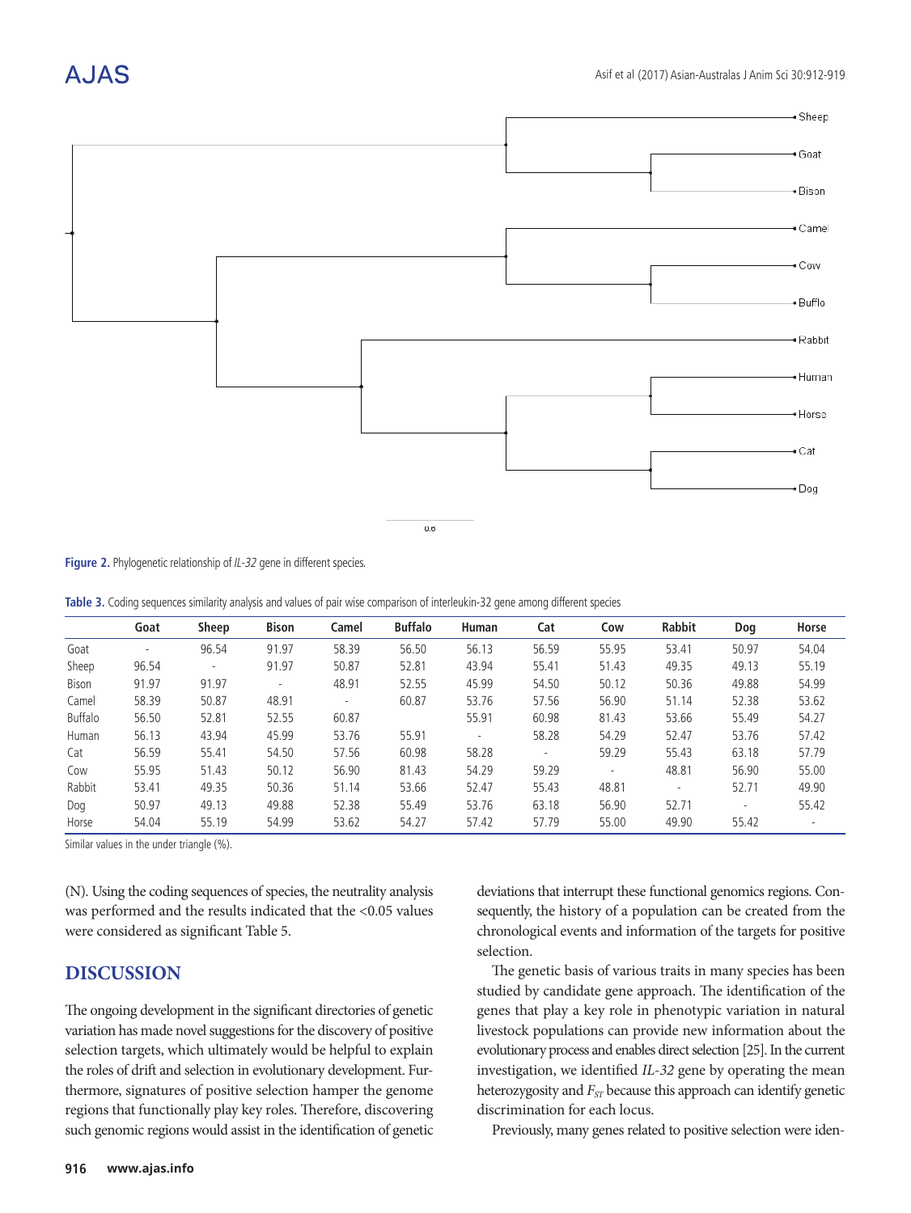Figure 2. Phylogenetic relationship of *IL-32* gene in different species.

Table 3. Coding sequences similarity analysis and values of pair wise comparison of interleukin-32 gene among different species

| | Goat | Sheep | Bison | Camel | Buffalo | Human | Cat | Cow | Rabbit | Dog | Horse |
|---|---|---|---|---|---|---|---|---|---|---|---|
| Goat | - | 96.54 | 91.97 | 58.39 | 56.50 | 56.13 | 56.59 | 55.95 | 53.41 | 50.97 | 54.04 |
| Sheep | 96.54 | - | 91.97 | 50.87 | 52.81 | 43.94 | 55.41 | 51.43 | 49.35 | 49.13 | 55.19 |
| Bison | 91.97 | 91.97 | - | 48.91 | 52.55 | 45.99 | 54.50 | 50.12 | 50.36 | 49.88 | 54.99 |
| Camel | 58.39 | 50.87 | 48.91 | - | 60.87 | 53.76 | 57.56 | 56.90 | 51.14 | 52.38 | 53.62 |
| Buffalo | 56.50 | 52.81 | 52.55 | 60.87 | | 55.91 | 60.98 | 81.43 | 53.66 | 55.49 | 54.27 |
| Human | 56.13 | 43.94 | 45.99 | 53.76 | 55.91 | - | 58.28 | 54.29 | 52.47 | 53.76 | 57.42 |
| Cat | 56.59 | 55.41 | 54.50 | 57.56 | 60.98 | 58.28 | - | 59.29 | 55.43 | 63.18 | 57.79 |
| Cow | 55.95 | 51.43 | 50.12 | 56.90 | 81.43 | 54.29 | 59.29 | - | 48.81 | 56.90 | 55.00 |
| Rabbit | 53.41 | 49.35 | 50.36 | 51.14 | 53.66 | 52.47 | 55.43 | 48.81 | - | 52.71 | 49.90 |
| Dog | 50.97 | 49.13 | 49.88 | 52.38 | 55.49 | 53.76 | 63.18 | 56.90 | 52.71 | - | 55.42 |
| Horse | 54.04 | 55.19 | 54.99 | 53.62 | 54.27 | 57.42 | 57.79 | 55.00 | 49.90 | 55.42 | - |

Similar values in the under triangle (%).

(N). Using the coding sequences of species, the neutrality analysis was performed and the results indicated that the <0.05 values were considered as significant Table 5.

## DISCUSSION

The ongoing development in the significant directories of genetic variation has made novel suggestions for the discovery of positive selection targets, which ultimately would be helpful to explain the roles of drift and selection in evolutionary development. Furthermore, signatures of positive selection hamper the genome regions that functionally play key roles. Therefore, discovering such genomic regions would assist in the identification of genetic deviations that interrupt these functional genomics regions. Consequently, the history of a population can be created from the chronological events and information of the targets for positive selection.

The genetic basis of various traits in many species has been studied by candidate gene approach. The identification of the genes that play a key role in phenotypic variation in natural livestock populations can provide new information about the evolutionary process and enables direct selection [25]. In the current investigation, we identified *IL-32* gene by operating the mean heterozygosity and $F_{ST}$ because this approach can identify genetic discrimination for each locus.

Previously, many genes related to positive selection were iden-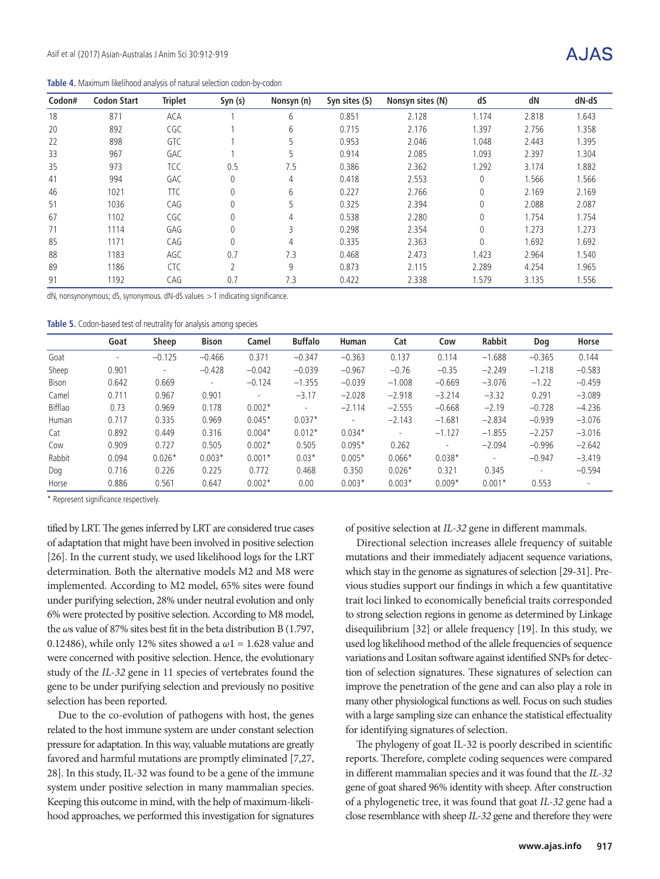**Table 4.** Maximum likelihood analysis of natural selection codon-by-codon

| Codon# | Codon Start | Triplet | Syn (s) | Nonsyn (n) | Syn sites (S) | Nonsyn sites (N) | dS | dN | dN-dS |
|---|---|---|---|---|---|---|---|---|---|
| 18 | 871 | ACA | 1 | 6 | 0.851 | 2.128 | 1.174 | 2.818 | 1.643 |
| 20 | 892 | CGC | 1 | 6 | 0.715 | 2.176 | 1.397 | 2.756 | 1.358 |
| 22 | 898 | GTC | 1 | 5 | 0.953 | 2.046 | 1.048 | 2.443 | 1.395 |
| 33 | 967 | GAC | 1 | 5 | 0.914 | 2.085 | 1.093 | 2.397 | 1.304 |
| 35 | 973 | TCC | 0.5 | 7.5 | 0.386 | 2.362 | 1.292 | 3.174 | 1.882 |
| 41 | 994 | GAC | 0 | 4 | 0.418 | 2.553 | 0 | 1.566 | 1.566 |
| 46 | 1021 | TTC | 0 | 6 | 0.227 | 2.766 | 0 | 2.169 | 2.169 |
| 51 | 1036 | CAG | 0 | 5 | 0.325 | 2.394 | 0 | 2.088 | 2.087 |
| 67 | 1102 | CGC | 0 | 4 | 0.538 | 2.280 | 0 | 1.754 | 1.754 |
| 71 | 1114 | GAG | 0 | 3 | 0.298 | 2.354 | 0 | 1.273 | 1.273 |
| 85 | 1171 | CAG | 0 | 4 | 0.335 | 2.363 | 0 | 1.692 | 1.692 |
| 88 | 1183 | AGC | 0.7 | 7.3 | 0.468 | 2.473 | 1.423 | 2.964 | 1.540 |
| 89 | 1186 | CTC | 2 | 9 | 0.873 | 2.115 | 2.289 | 4.254 | 1.965 |
| 91 | 1192 | CAG | 0.7 | 7.3 | 0.422 | 2.338 | 1.579 | 3.135 | 1.556 |

dN, nonsynonymous; dS, synonymous. dN-dS values > 1 indicating significance.

**Table 5.** Codon-based test of neutrality for analysis among species

| | Goat | Sheep | Bison | Camel | Buffalo | Human | Cat | Cow | Rabbit | Dog | Horse |
|---|---|---|---|---|---|---|---|---|---|---|---|
| Goat | - | −0.125 | −0.466 | 0.371 | −0.347 | −0.363 | 0.137 | 0.114 | −1.688 | −0.365 | 0.144 |
| Sheep | 0.901 | - | −0.428 | −0.042 | −0.039 | −0.967 | −0.76 | −0.35 | −2.249 | −1.218 | −0.583 |
| Bison | 0.642 | 0.669 | - | −0.124 | −1.355 | −0.039 | −1.008 | −0.669 | −3.076 | −1.22 | −0.459 |
| Camel | 0.711 | 0.967 | 0.901 | - | −3.17 | −2.028 | −2.918 | −3.214 | −3.32 | 0.291 | −3.089 |
| Bifflao | 0.73 | 0.969 | 0.178 | 0.002* | - | −2.114 | −2.555 | −0.668 | −2.19 | −0.728 | −4.236 |
| Human | 0.717 | 0.335 | 0.969 | 0.045* | 0.037* | - | −2.143 | −1.681 | −2.834 | −0.939 | −3.076 |
| Cat | 0.892 | 0.449 | 0.316 | 0.004* | 0.012* | 0.034* | - | −1.127 | −1.855 | −2.257 | −3.016 |
| Cow | 0.909 | 0.727 | 0.505 | 0.002* | 0.505 | 0.095* | 0.262 | - | −2.094 | −0.996 | −2.642 |
| Rabbit | 0.094 | 0.026* | 0.003* | 0.001* | 0.03* | 0.005* | 0.066* | 0.038* | - | −0.947 | −3.419 |
| Dog | 0.716 | 0.226 | 0.225 | 0.772 | 0.468 | 0.350 | 0.026* | 0.321 | 0.345 | - | −0.594 |
| Horse | 0.886 | 0.561 | 0.647 | 0.002* | 0.00 | 0.003* | 0.003* | 0.009* | 0.001* | 0.553 | - |

\* Represent significance respectively.

tified by LRT. The genes inferred by LRT are considered true cases of adaptation that might have been involved in positive selection [26]. In the current study, we used likelihood logs for the LRT determination. Both the alternative models M2 and M8 were implemented. According to M2 model, 65% sites were found under purifying selection, 28% under neutral evolution and only 6% were protected by positive selection. According to M8 model, the ωs value of 87% sites best fit in the beta distribution B (1.797, 0.12486), while only 12% sites showed a $\omega 1 = 1.628$ value and were concerned with positive selection. Hence, the evolutionary study of the *IL-32* gene in 11 species of vertebrates found the gene to be under purifying selection and previously no positive selection has been reported.

Due to the co-evolution of pathogens with host, the genes related to the host immune system are under constant selection pressure for adaptation. In this way, valuable mutations are greatly favored and harmful mutations are promptly eliminated [7,27, 28]. In this study, IL-32 was found to be a gene of the immune system under positive selection in many mammalian species. Keeping this outcome in mind, with the help of maximum-likelihood approaches, we performed this investigation for signatures of positive selection at *IL-32* gene in different mammals.

Directional selection increases allele frequency of suitable mutations and their immediately adjacent sequence variations, which stay in the genome as signatures of selection [29-31]. Previous studies support our findings in which a few quantitative trait loci linked to economically beneficial traits corresponded to strong selection regions in genome as determined by Linkage disequilibrium [32] or allele frequency [19]. In this study, we used log likelihood method of the allele frequencies of sequence variations and Lositan software against identified SNPs for detection of selection signatures. These signatures of selection can improve the penetration of the gene and can also play a role in many other physiological functions as well. Focus on such studies with a large sampling size can enhance the statistical effectuality for identifying signatures of selection.

The phylogeny of goat IL-32 is poorly described in scientific reports. Therefore, complete coding sequences were compared in different mammalian species and it was found that the *IL-32* gene of goat shared 96% identity with sheep. After construction of a phylogenetic tree, it was found that goat *IL-32* gene had a close resemblance with sheep *IL-32* gene and therefore they were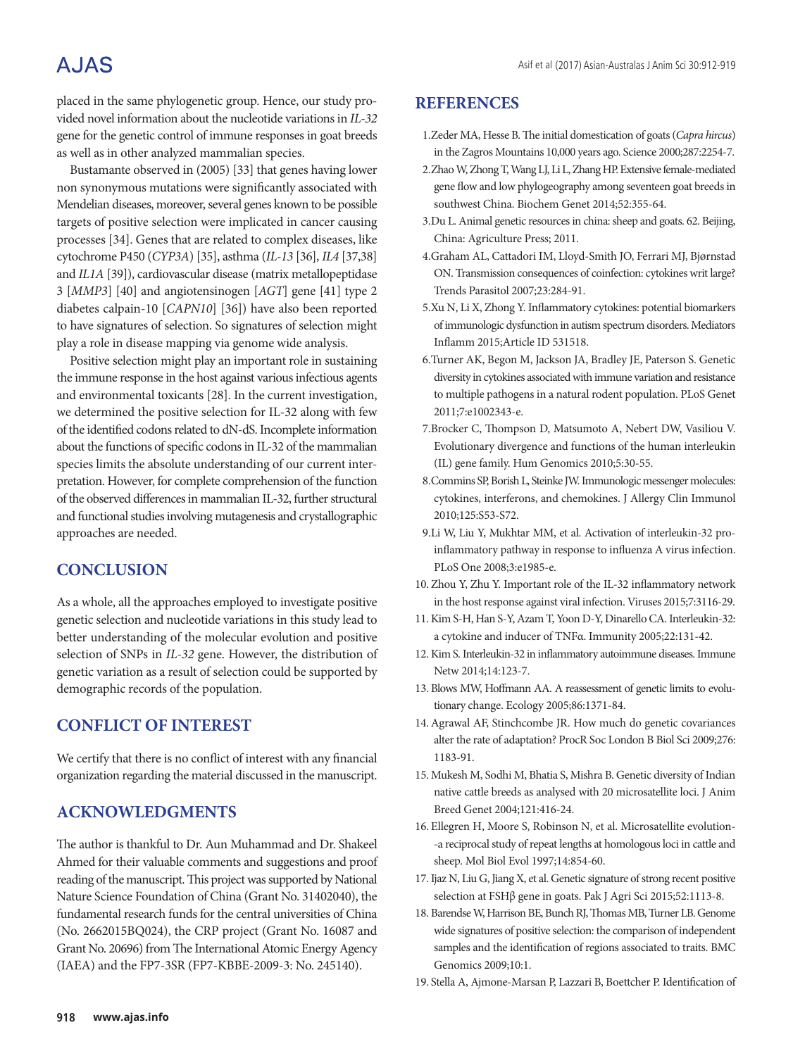placed in the same phylogenetic group. Hence, our study provided novel information about the nucleotide variations in *IL-32* gene for the genetic control of immune responses in goat breeds as well as in other analyzed mammalian species.

Bustamante observed in (2005) [33] that genes having lower non synonymous mutations were significantly associated with Mendelian diseases, moreover, several genes known to be possible targets of positive selection were implicated in cancer causing processes [34]. Genes that are related to complex diseases, like cytochrome P450 (*CYP3A*) [35], asthma (*IL-13* [36], *IL4* [37,38] and *IL1A* [39]), cardiovascular disease (matrix metallopeptidase 3 [*MMP3*] [40] and angiotensinogen [*AGT*] gene [41] type 2 diabetes calpain-10 [*CAPN10*] [36]) have also been reported to have signatures of selection. So signatures of selection might play a role in disease mapping via genome wide analysis.

Positive selection might play an important role in sustaining the immune response in the host against various infectious agents and environmental toxicants [28]. In the current investigation, we determined the positive selection for IL-32 along with few of the identified codons related to dN-dS. Incomplete information about the functions of specific codons in IL-32 of the mammalian species limits the absolute understanding of our current interpretation. However, for complete comprehension of the function of the observed differences in mammalian IL-32, further structural and functional studies involving mutagenesis and crystallographic approaches are needed.

## CONCLUSION

As a whole, all the approaches employed to investigate positive genetic selection and nucleotide variations in this study lead to better understanding of the molecular evolution and positive selection of SNPs in *IL-32* gene. However, the distribution of genetic variation as a result of selection could be supported by demographic records of the population.

## CONFLICT OF INTEREST

We certify that there is no conflict of interest with any financial organization regarding the material discussed in the manuscript.

## ACKNOWLEDGMENTS

The author is thankful to Dr. Aun Muhammad and Dr. Shakeel Ahmed for their valuable comments and suggestions and proof reading of the manuscript. This project was supported by National Nature Science Foundation of China (Grant No. 31402040), the fundamental research funds for the central universities of China (No. 2662015BQ024), the CRP project (Grant No. 16087 and Grant No. 20696) from The International Atomic Energy Agency (IAEA) and the FP7-3SR (FP7-KBBE-2009-3: No. 245140).

## REFERENCES

1. Zeder MA, Hesse B. The initial domestication of goats (*Capra hircus*) in the Zagros Mountains 10,000 years ago. Science 2000;287:2254-7.
2. Zhao W, Zhong T, Wang LJ, Li L, Zhang HP. Extensive female-mediated gene flow and low phylogeography among seventeen goat breeds in southwest China. Biochem Genet 2014;52:355-64.
3. Du L. Animal genetic resources in china: sheep and goats. 62. Beijing, China: Agriculture Press; 2011.
4. Graham AL, Cattadori IM, Lloyd-Smith JO, Ferrari MJ, Bjørnstad ON. Transmission consequences of coinfection: cytokines writ large? Trends Parasitol 2007;23:284-91.
5. Xu N, Li X, Zhong Y. Inflammatory cytokines: potential biomarkers of immunologic dysfunction in autism spectrum disorders. Mediators Inflamm 2015;Article ID 531518.
6. Turner AK, Begon M, Jackson JA, Bradley JE, Paterson S. Genetic diversity in cytokines associated with immune variation and resistance to multiple pathogens in a natural rodent population. PLoS Genet 2011;7:e1002343-e.
7. Brocker C, Thompson D, Matsumoto A, Nebert DW, Vasiliou V. Evolutionary divergence and functions of the human interleukin (IL) gene family. Hum Genomics 2010;5:30-55.
8. Commins SP, Borish L, Steinke JW. Immunologic messenger molecules: cytokines, interferons, and chemokines. J Allergy Clin Immunol 2010;125:S53-S72.
9. Li W, Liu Y, Mukhtar MM, et al. Activation of interleukin-32 pro-inflammatory pathway in response to influenza A virus infection. PLoS One 2008;3:e1985-e.
10. Zhou Y, Zhu Y. Important role of the IL-32 inflammatory network in the host response against viral infection. Viruses 2015;7:3116-29.
11. Kim S-H, Han S-Y, Azam T, Yoon D-Y, Dinarello CA. Interleukin-32: a cytokine and inducer of TNFα. Immunity 2005;22:131-42.
12. Kim S. Interleukin-32 in inflammatory autoimmune diseases. Immune Netw 2014;14:123-7.
13. Blows MW, Hoffmann AA. A reassessment of genetic limits to evolutionary change. Ecology 2005;86:1371-84.
14. Agrawal AF, Stinchcombe JR. How much do genetic covariances alter the rate of adaptation? ProcR Soc London B Biol Sci 2009;276: 1183-91.
15. Mukesh M, Sodhi M, Bhatia S, Mishra B. Genetic diversity of Indian native cattle breeds as analysed with 20 microsatellite loci. J Anim Breed Genet 2004;121:416-24.
16. Ellegren H, Moore S, Robinson N, et al. Microsatellite evolution--a reciprocal study of repeat lengths at homologous loci in cattle and sheep. Mol Biol Evol 1997;14:854-60.
17. Ijaz N, Liu G, Jiang X, et al. Genetic signature of strong recent positive selection at FSHβ gene in goats. Pak J Agri Sci 2015;52:1113-8.
18. Barendse W, Harrison BE, Bunch RJ, Thomas MB, Turner LB. Genome wide signatures of positive selection: the comparison of independent samples and the identification of regions associated to traits. BMC Genomics 2009;10:1.
19. Stella A, Ajmone-Marsan P, Lazzari B, Boettcher P. Identification of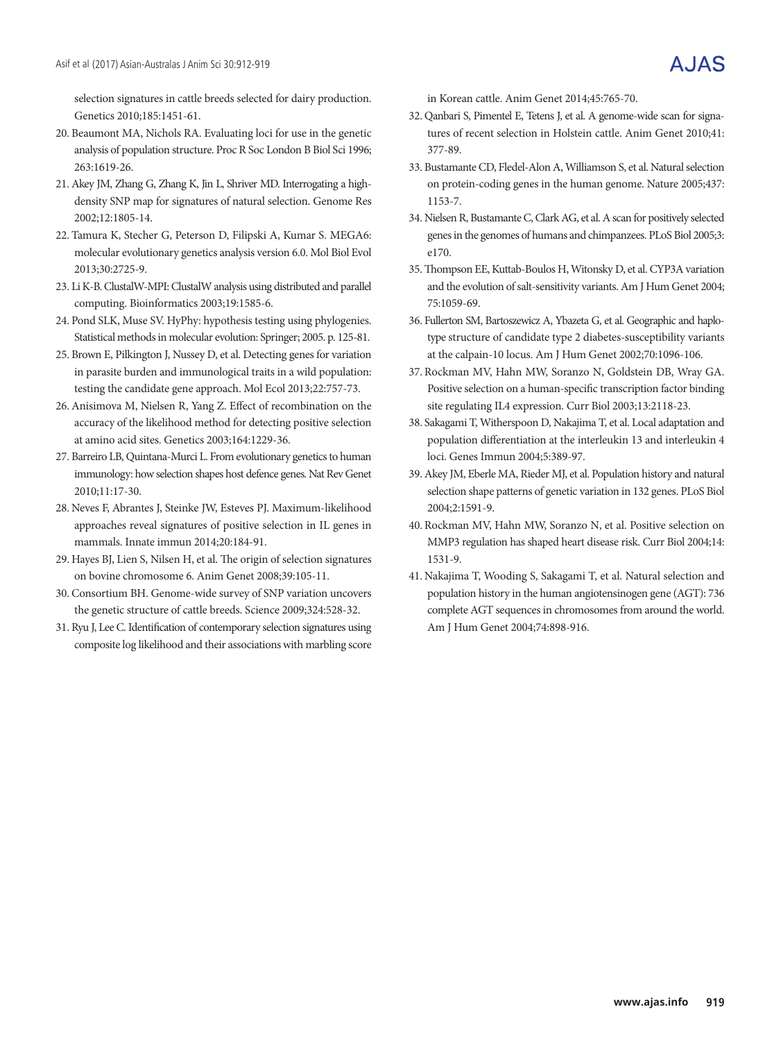selection signatures in cattle breeds selected for dairy production. Genetics 2010;185:1451-61.

20. Beaumont MA, Nichols RA. Evaluating loci for use in the genetic analysis of population structure. Proc R Soc London B Biol Sci 1996; 263:1619-26.
21. Akey JM, Zhang G, Zhang K, Jin L, Shriver MD. Interrogating a high-density SNP map for signatures of natural selection. Genome Res 2002;12:1805-14.
22. Tamura K, Stecher G, Peterson D, Filipski A, Kumar S. MEGA6: molecular evolutionary genetics analysis version 6.0. Mol Biol Evol 2013;30:2725-9.
23. Li K-B. ClustalW-MPI: ClustalW analysis using distributed and parallel computing. Bioinformatics 2003;19:1585-6.
24. Pond SLK, Muse SV. HyPhy: hypothesis testing using phylogenies. Statistical methods in molecular evolution: Springer; 2005. p. 125-81.
25. Brown E, Pilkington J, Nussey D, et al. Detecting genes for variation in parasite burden and immunological traits in a wild population: testing the candidate gene approach. Mol Ecol 2013;22:757-73.
26. Anisimova M, Nielsen R, Yang Z. Effect of recombination on the accuracy of the likelihood method for detecting positive selection at amino acid sites. Genetics 2003;164:1229-36.
27. Barreiro LB, Quintana-Murci L. From evolutionary genetics to human immunology: how selection shapes host defence genes. Nat Rev Genet 2010;11:17-30.
28. Neves F, Abrantes J, Steinke JW, Esteves PJ. Maximum-likelihood approaches reveal signatures of positive selection in IL genes in mammals. Innate immun 2014;20:184-91.
29. Hayes BJ, Lien S, Nilsen H, et al. The origin of selection signatures on bovine chromosome 6. Anim Genet 2008;39:105-11.
30. Consortium BH. Genome-wide survey of SNP variation uncovers the genetic structure of cattle breeds. Science 2009;324:528-32.
31. Ryu J, Lee C. Identification of contemporary selection signatures using composite log likelihood and their associations with marbling score in Korean cattle. Anim Genet 2014;45:765-70.
32. Qanbari S, Pimentel E, Tetens J, et al. A genome-wide scan for signatures of recent selection in Holstein cattle. Anim Genet 2010;41: 377-89.
33. Bustamante CD, Fledel-Alon A, Williamson S, et al. Natural selection on protein-coding genes in the human genome. Nature 2005;437: 1153-7.
34. Nielsen R, Bustamante C, Clark AG, et al. A scan for positively selected genes in the genomes of humans and chimpanzees. PLoS Biol 2005;3: e170.
35. Thompson EE, Kuttab-Boulos H, Witonsky D, et al. CYP3A variation and the evolution of salt-sensitivity variants. Am J Hum Genet 2004; 75:1059-69.
36. Fullerton SM, Bartoszewicz A, Ybazeta G, et al. Geographic and haplotype structure of candidate type 2 diabetes-susceptibility variants at the calpain-10 locus. Am J Hum Genet 2002;70:1096-106.
37. Rockman MV, Hahn MW, Soranzo N, Goldstein DB, Wray GA. Positive selection on a human-specific transcription factor binding site regulating IL4 expression. Curr Biol 2003;13:2118-23.
38. Sakagami T, Witherspoon D, Nakajima T, et al. Local adaptation and population differentiation at the interleukin 13 and interleukin 4 loci. Genes Immun 2004;5:389-97.
39. Akey JM, Eberle MA, Rieder MJ, et al. Population history and natural selection shape patterns of genetic variation in 132 genes. PLoS Biol 2004;2:1591-9.
40. Rockman MV, Hahn MW, Soranzo N, et al. Positive selection on MMP3 regulation has shaped heart disease risk. Curr Biol 2004;14: 1531-9.
41. Nakajima T, Wooding S, Sakagami T, et al. Natural selection and population history in the human angiotensinogen gene (AGT): 736 complete AGT sequences in chromosomes from around the world. Am J Hum Genet 2004;74:898-916.